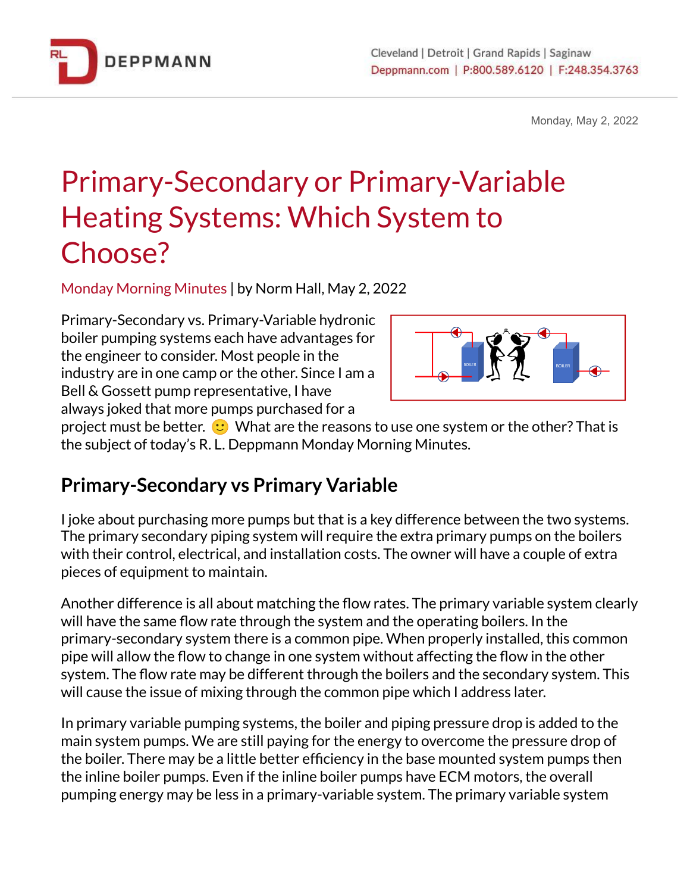Monday, May 2, 2022

# Primary-Secondary or Primary-Variable Heating Systems: Which System to Choose?

Monday Morning Minutes | by Norm Hall, May 2, 2022

Primary-Secondary vs. Primary-Variable hydronic boiler pumping systems each have advantages for the engineer to consider. Most people in the industry are in one camp or the other. Since I am a Bell & Gossett pump representative, I have always joked that more pumps purchased for a project must be better. 🙂 What are the reasons to use one system or the other? That is the subject of today's R. L. Deppmann Monday Morning Minutes.

## Primary-Secondary vs Primary Variable

I joke about purchasing more pumps but that is a key difference between the two systems. The primary secondary piping system will require the extra primary pumps on the boilers with their control, electrical, and installation costs. The owner will have a couple of extra pieces of equipment to maintain.

Another difference is all about matching the flow rates. The primary variable system clearly will have the same flow rate through the system and the operating boilers. In the primary-secondary system there is a common pipe. When properly installed, this common pipe will allow the flow to change in one system without affecting the flow in the other system. The flow rate may be different through the boilers and the secondary system. This will cause the issue of mixing through the common pipe which I address later.

In primary variable pumping systems, the boiler and piping pressure drop is added to the main system pumps. We are still paying for the energy to overcome the pressure drop of the boiler. There may be a little better efficiency in the base mounted system pumps then the inline boiler pumps. Even if the inline boiler pumps have ECM motors, the overall pumping energy may be less in a primary-variable system. The primary variable system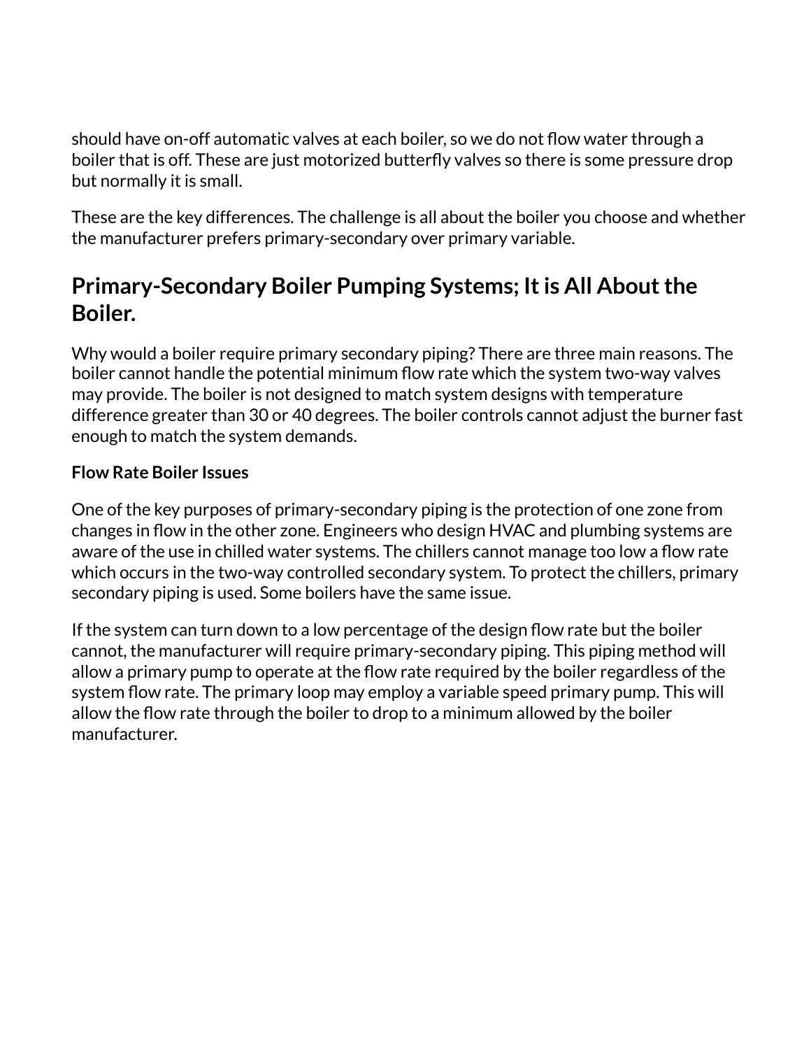should have on-off automatic valves at each boiler, so we do not flow water through a boiler that is off. These are just motorized butterfly valves so there is some pressure drop but normally it is small.

These are the key differences. The challenge is all about the boiler you choose and whether the manufacturer prefers primary-secondary over primary variable.

## Primary-Secondary Boiler Pumping Systems; It is All About the Boiler.

Why would a boiler require primary secondary piping? There are three main reasons. The boiler cannot handle the potential minimum flow rate which the system two-way valves may provide. The boiler is not designed to match system designs with temperature difference greater than 30 or 40 degrees. The boiler controls cannot adjust the burner fast enough to match the system demands.

**Flow Rate Boiler Issues**

One of the key purposes of primary-secondary piping is the protection of one zone from changes in flow in the other zone. Engineers who design HVAC and plumbing systems are aware of the use in chilled water systems. The chillers cannot manage too low a flow rate which occurs in the two-way controlled secondary system. To protect the chillers, primary secondary piping is used. Some boilers have the same issue.

If the system can turn down to a low percentage of the design flow rate but the boiler cannot, the manufacturer will require primary-secondary piping. This piping method will allow a primary pump to operate at the flow rate required by the boiler regardless of the system flow rate. The primary loop may employ a variable speed primary pump. This will allow the flow rate through the boiler to drop to a minimum allowed by the boiler manufacturer.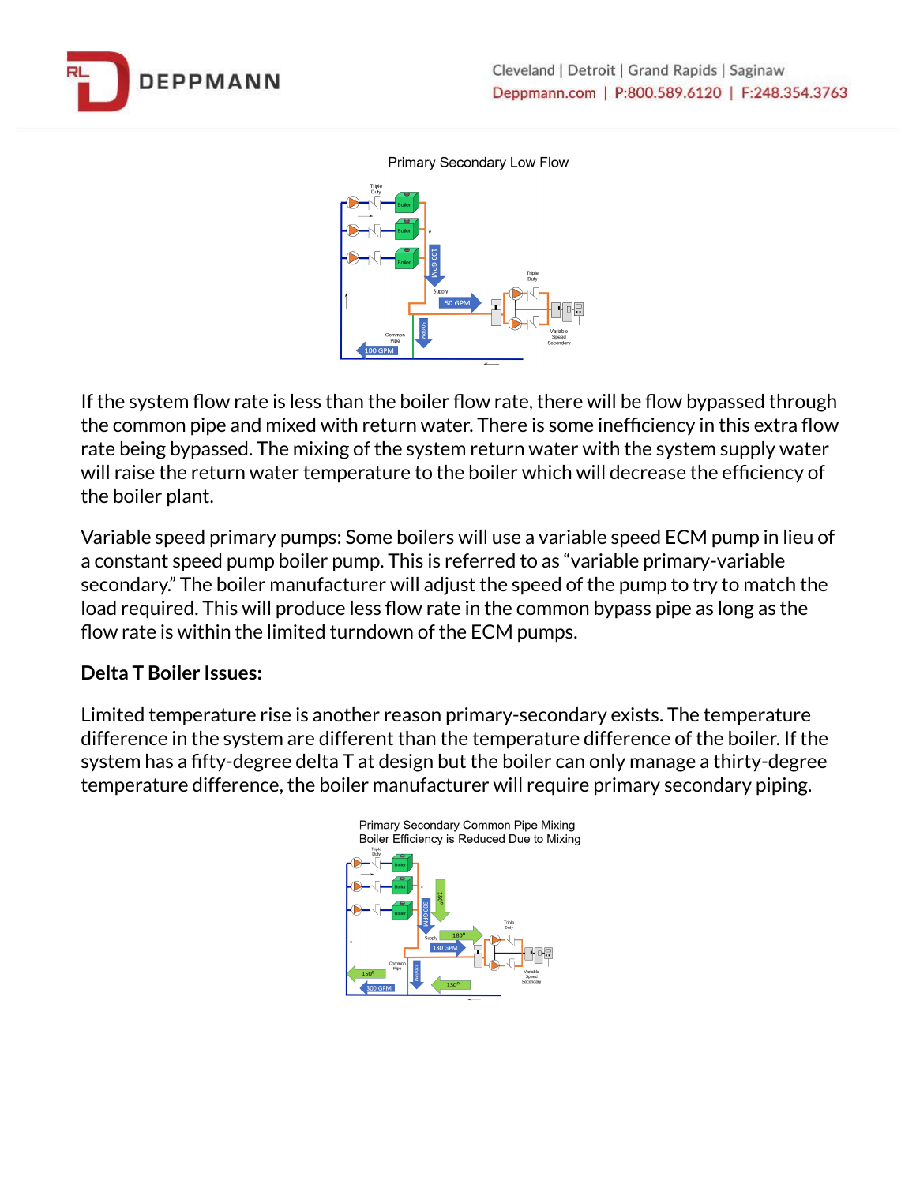Primary Secondary Low Flow

If the system flow rate is less than the boiler flow rate, there will be flow bypassed through the common pipe and mixed with return water. There is some inefficiency in this extra flow rate being bypassed. The mixing of the system return water with the system supply water will raise the return water temperature to the boiler which will decrease the efficiency of the boiler plant.

Variable speed primary pumps: Some boilers will use a variable speed ECM pump in lieu of a constant speed pump boiler pump. This is referred to as "variable primary-variable secondary." The boiler manufacturer will adjust the speed of the pump to try to match the load required. This will produce less flow rate in the common bypass pipe as long as the flow rate is within the limited turndown of the ECM pumps.

**Delta T Boiler Issues:**

Limited temperature rise is another reason primary-secondary exists. The temperature difference in the system are different than the temperature difference of the boiler. If the system has a fifty-degree delta T at design but the boiler can only manage a thirty-degree temperature difference, the boiler manufacturer will require primary secondary piping.

Primary Secondary Common Pipe Mixing
Boiler Efficiency is Reduced Due to Mixing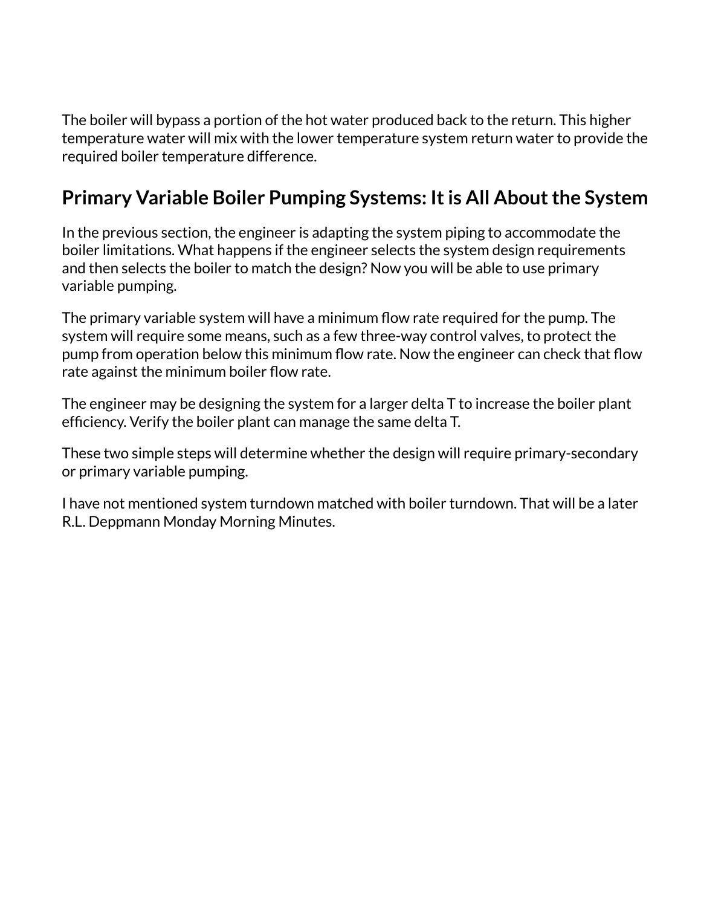The boiler will bypass a portion of the hot water produced back to the return. This higher temperature water will mix with the lower temperature system return water to provide the required boiler temperature difference.

## Primary Variable Boiler Pumping Systems: It is All About the System

In the previous section, the engineer is adapting the system piping to accommodate the boiler limitations. What happens if the engineer selects the system design requirements and then selects the boiler to match the design? Now you will be able to use primary variable pumping.

The primary variable system will have a minimum flow rate required for the pump. The system will require some means, such as a few three-way control valves, to protect the pump from operation below this minimum flow rate. Now the engineer can check that flow rate against the minimum boiler flow rate.

The engineer may be designing the system for a larger delta T to increase the boiler plant efficiency. Verify the boiler plant can manage the same delta T.

These two simple steps will determine whether the design will require primary-secondary or primary variable pumping.

I have not mentioned system turndown matched with boiler turndown. That will be a later R.L. Deppmann Monday Morning Minutes.